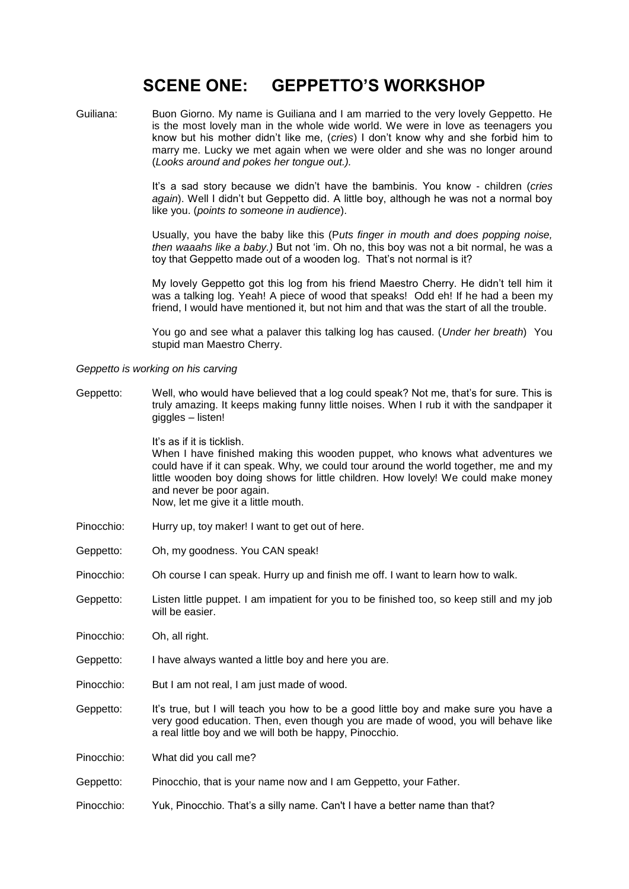# SCENE ONE: GEPPETTO'S WORKSHOP

Guiliana: Buon Giorno. My name is Guiliana and I am married to the very lovely Geppetto. He is the most lovely man in the whole wide world. We were in love as teenagers you know but his mother didn't like me, (*cries*) I don't know why and she forbid him to marry me. Lucky we met again when we were older and she was no longer around (*Looks around and pokes her tongue out.).*

It's a sad story because we didn't have the bambinis. You know - children (*cries again*). Well I didn't but Geppetto did. A little boy, although he was not a normal boy like you. (*points to someone in audience*).

Usually, you have the baby like this (P*uts finger in mouth and does popping noise, then waaahs like a baby.)* But not 'im. Oh no, this boy was not a bit normal, he was a toy that Geppetto made out of a wooden log. That's not normal is it?

My lovely Geppetto got this log from his friend Maestro Cherry. He didn't tell him it was a talking log. Yeah! A piece of wood that speaks! Odd eh! If he had a been my friend, I would have mentioned it, but not him and that was the start of all the trouble.

You go and see what a palaver this talking log has caused. (*Under her breath*) You stupid man Maestro Cherry.

*Geppetto is working on his carving*

Geppetto: Well, who would have believed that a log could speak? Not me, that's for sure. This is truly amazing. It keeps making funny little noises. When I rub it with the sandpaper it giggles – listen!

It's as if it is ticklish.
When I have finished making this wooden puppet, who knows what adventures we could have if it can speak. Why, we could tour around the world together, me and my little wooden boy doing shows for little children. How lovely! We could make money and never be poor again.
Now, let me give it a little mouth.

Pinocchio: Hurry up, toy maker! I want to get out of here.

Geppetto: Oh, my goodness. You CAN speak!

Pinocchio: Oh course I can speak. Hurry up and finish me off. I want to learn how to walk.

Geppetto: Listen little puppet. I am impatient for you to be finished too, so keep still and my job will be easier.

Pinocchio: Oh, all right.

Geppetto: I have always wanted a little boy and here you are.

Pinocchio: But I am not real, I am just made of wood.

Geppetto: It's true, but I will teach you how to be a good little boy and make sure you have a very good education. Then, even though you are made of wood, you will behave like a real little boy and we will both be happy, Pinocchio.

Pinocchio: What did you call me?

Geppetto: Pinocchio, that is your name now and I am Geppetto, your Father.

Pinocchio: Yuk, Pinocchio. That's a silly name. Can't I have a better name than that?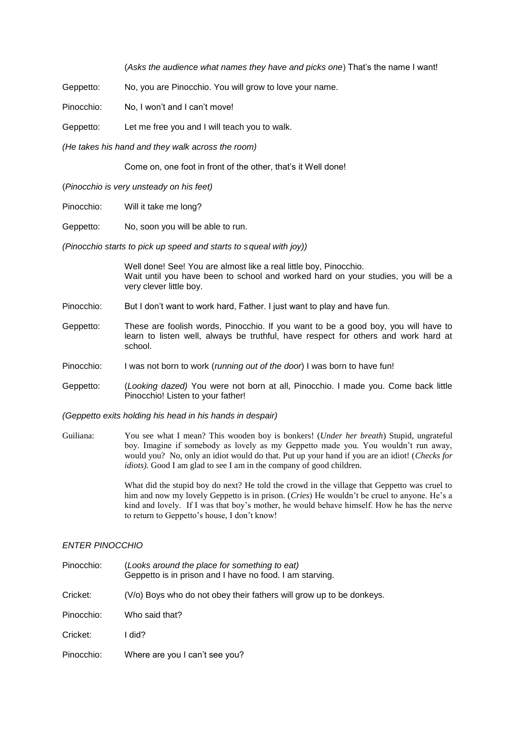(*Asks the audience what names they have and picks one*) That's the name I want!

Geppetto: No, you are Pinocchio. You will grow to love your name.

Pinocchio: No, I won't and I can't move!

Geppetto: Let me free you and I will teach you to walk.

*(He takes his hand and they walk across the room)*

Come on, one foot in front of the other, that's it Well done!

(*Pinocchio is very unsteady on his feet)*

Pinocchio: Will it take me long?

Geppetto: No, soon you will be able to run.

*(Pinocchio starts to pick up speed and starts to squeal with joy))*

Well done! See! You are almost like a real little boy, Pinocchio.
Wait until you have been to school and worked hard on your studies, you will be a very clever little boy.

Pinocchio: But I don't want to work hard, Father. I just want to play and have fun.

Geppetto: These are foolish words, Pinocchio. If you want to be a good boy, you will have to learn to listen well, always be truthful, have respect for others and work hard at school.

Pinocchio: I was not born to work (*running out of the door*) I was born to have fun!

Geppetto: (*Looking dazed)* You were not born at all, Pinocchio. I made you. Come back little Pinocchio! Listen to your father!

*(Geppetto exits holding his head in his hands in despair)*

Guiliana: You see what I mean? This wooden boy is bonkers! (*Under her breath*) Stupid, ungrateful boy. Imagine if somebody as lovely as my Geppetto made you. You wouldn't run away, would you? No, only an idiot would do that. Put up your hand if you are an idiot! (*Checks for idiots).* Good I am glad to see I am in the company of good children.

What did the stupid boy do next? He told the crowd in the village that Geppetto was cruel to him and now my lovely Geppetto is in prison. (*Cries*) He wouldn't be cruel to anyone. He's a kind and lovely. If I was that boy's mother, he would behave himself. How he has the nerve to return to Geppetto's house, I don't know!

*ENTER PINOCCHIO*

Pinocchio: (*Looks around the place for something to eat)*
Geppetto is in prison and I have no food. I am starving.

Cricket: (V/o) Boys who do not obey their fathers will grow up to be donkeys.

Pinocchio: Who said that?

Cricket: I did?

Pinocchio: Where are you I can't see you?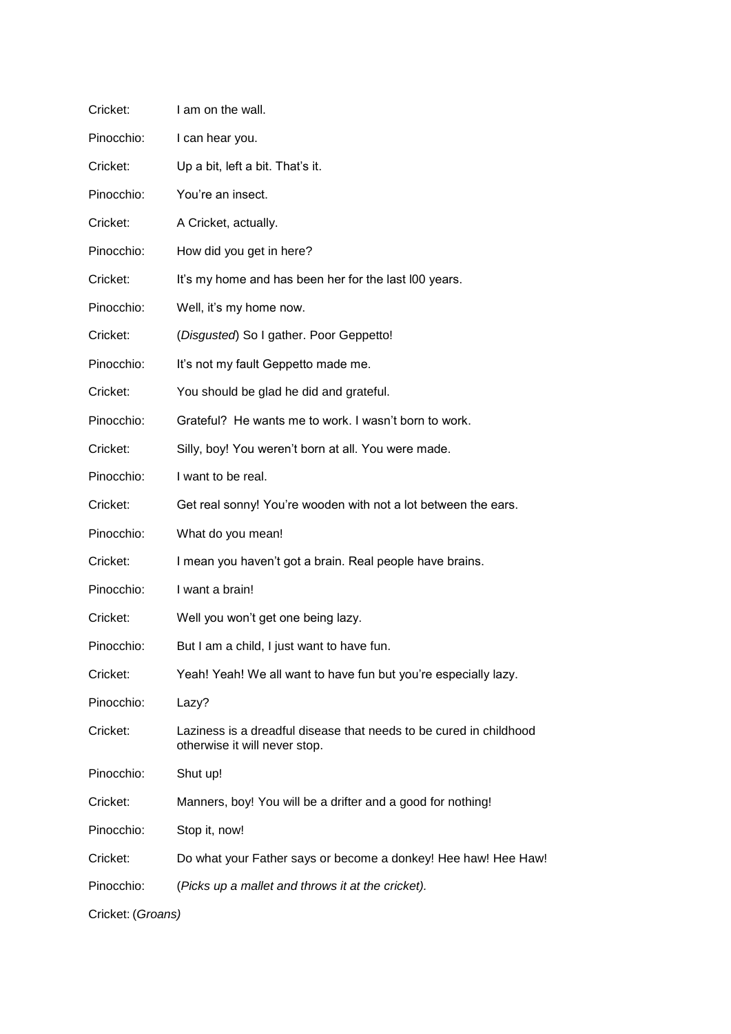Cricket: I am on the wall.

Pinocchio: I can hear you.

Cricket: Up a bit, left a bit. That's it.

Pinocchio: You're an insect.

Cricket: A Cricket, actually.

Pinocchio: How did you get in here?

Cricket: It's my home and has been her for the last l00 years.

Pinocchio: Well, it's my home now.

Cricket: (*Disgusted*) So I gather. Poor Geppetto!

Pinocchio: It's not my fault Geppetto made me.

Cricket: You should be glad he did and grateful.

Pinocchio: Grateful? He wants me to work. I wasn't born to work.

Cricket: Silly, boy! You weren't born at all. You were made.

Pinocchio: I want to be real.

Cricket: Get real sonny! You're wooden with not a lot between the ears.

Pinocchio: What do you mean!

Cricket: I mean you haven't got a brain. Real people have brains.

Pinocchio: I want a brain!

Cricket: Well you won't get one being lazy.

Pinocchio: But I am a child, I just want to have fun.

Cricket: Yeah! Yeah! We all want to have fun but you're especially lazy.

Pinocchio: Lazy?

Cricket: Laziness is a dreadful disease that needs to be cured in childhood otherwise it will never stop.

Pinocchio: Shut up!

Cricket: Manners, boy! You will be a drifter and a good for nothing!

Pinocchio: Stop it, now!

Cricket: Do what your Father says or become a donkey! Hee haw! Hee Haw!

Pinocchio: (*Picks up a mallet and throws it at the cricket).*

Cricket: (*Groans)*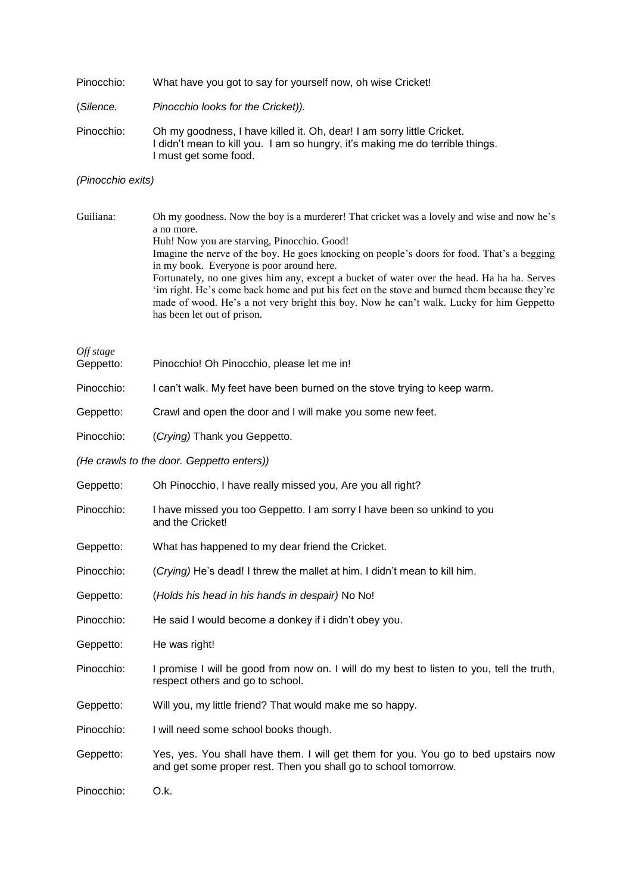Pinocchio: What have you got to say for yourself now, oh wise Cricket!

(*Silence. Pinocchio looks for the Cricket)).*

Pinocchio: Oh my goodness, I have killed it. Oh, dear! I am sorry little Cricket.
I didn't mean to kill you. I am so hungry, it's making me do terrible things.
I must get some food.

*(Pinocchio exits)*

Guiliana: Oh my goodness. Now the boy is a murderer! That cricket was a lovely and wise and now he's a no more.
Huh! Now you are starving, Pinocchio. Good!
Imagine the nerve of the boy. He goes knocking on people's doors for food. That's a begging in my book. Everyone is poor around here.
Fortunately, no one gives him any, except a bucket of water over the head. Ha ha ha. Serves 'im right. He's come back home and put his feet on the stove and burned them because they're made of wood. He's a not very bright this boy. Now he can't walk. Lucky for him Geppetto has been let out of prison.

*Off stage*
Geppetto: Pinocchio! Oh Pinocchio, please let me in!

Pinocchio: I can't walk. My feet have been burned on the stove trying to keep warm.

Geppetto: Crawl and open the door and I will make you some new feet.

Pinocchio: (*Crying)* Thank you Geppetto.

*(He crawls to the door. Geppetto enters))*

Geppetto: Oh Pinocchio, I have really missed you, Are you all right?

Pinocchio: I have missed you too Geppetto. I am sorry I have been so unkind to you and the Cricket!

Geppetto: What has happened to my dear friend the Cricket.

Pinocchio: (*Crying)* He's dead! I threw the mallet at him. I didn't mean to kill him.

Geppetto: (*Holds his head in his hands in despair)* No No!

Pinocchio: He said I would become a donkey if i didn't obey you.

Geppetto: He was right!

Pinocchio: I promise I will be good from now on. I will do my best to listen to you, tell the truth, respect others and go to school.

Geppetto: Will you, my little friend? That would make me so happy.

Pinocchio: I will need some school books though.

Geppetto: Yes, yes. You shall have them. I will get them for you. You go to bed upstairs now and get some proper rest. Then you shall go to school tomorrow.

Pinocchio: O.k.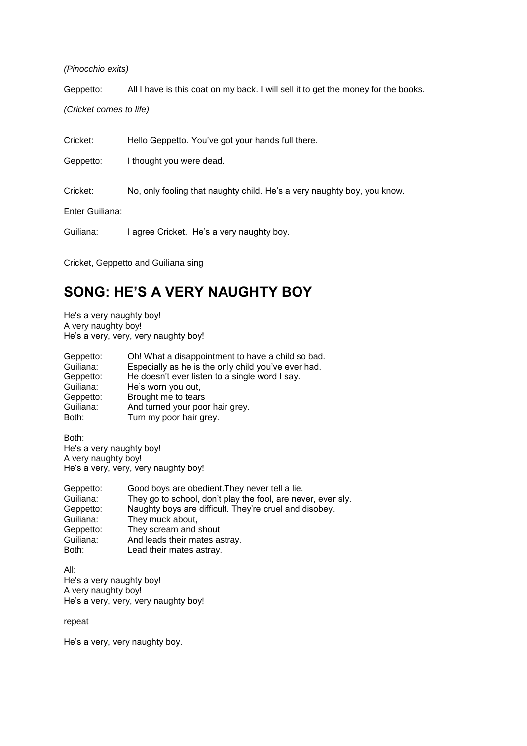*(Pinocchio exits)*

Geppetto: All I have is this coat on my back. I will sell it to get the money for the books.

*(Cricket comes to life)*

Cricket: Hello Geppetto. You've got your hands full there.

Geppetto: I thought you were dead.

Cricket: No, only fooling that naughty child. He's a very naughty boy, you know.

Enter Guiliana:

Guiliana: I agree Cricket. He's a very naughty boy.

Cricket, Geppetto and Guiliana sing

## SONG: HE'S A VERY NAUGHTY BOY

He's a very naughty boy!
A very naughty boy!
He's a very, very, very naughty boy!

Geppetto: Oh! What a disappointment to have a child so bad.
Guiliana: Especially as he is the only child you've ever had.
Geppetto: He doesn't ever listen to a single word I say.
Guiliana: He's worn you out,
Geppetto: Brought me to tears
Guiliana: And turned your poor hair grey.
Both: Turn my poor hair grey.

Both:
He's a very naughty boy!
A very naughty boy!
He's a very, very, very naughty boy!

Geppetto: Good boys are obedient.They never tell a lie.
Guiliana: They go to school, don't play the fool, are never, ever sly.
Geppetto: Naughty boys are difficult. They're cruel and disobey.
Guiliana: They muck about,
Geppetto: They scream and shout
Guiliana: And leads their mates astray.
Both: Lead their mates astray.

All:
He's a very naughty boy!
A very naughty boy!
He's a very, very, very naughty boy!

repeat

He's a very, very naughty boy.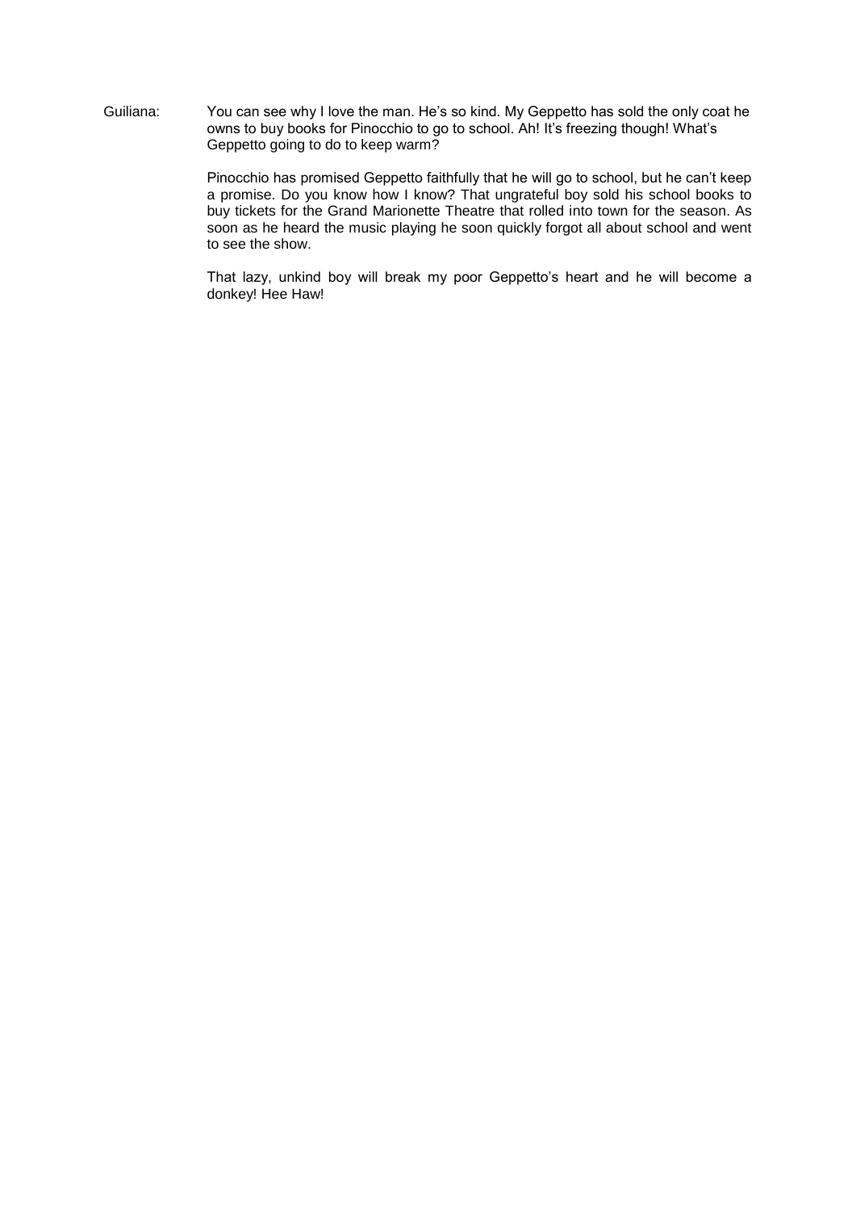Guiliana: You can see why I love the man. He's so kind. My Geppetto has sold the only coat he owns to buy books for Pinocchio to go to school. Ah! It's freezing though! What's Geppetto going to do to keep warm?

Pinocchio has promised Geppetto faithfully that he will go to school, but he can't keep a promise. Do you know how I know? That ungrateful boy sold his school books to buy tickets for the Grand Marionette Theatre that rolled into town for the season. As soon as he heard the music playing he soon quickly forgot all about school and went to see the show.

That lazy, unkind boy will break my poor Geppetto's heart and he will become a donkey! Hee Haw!